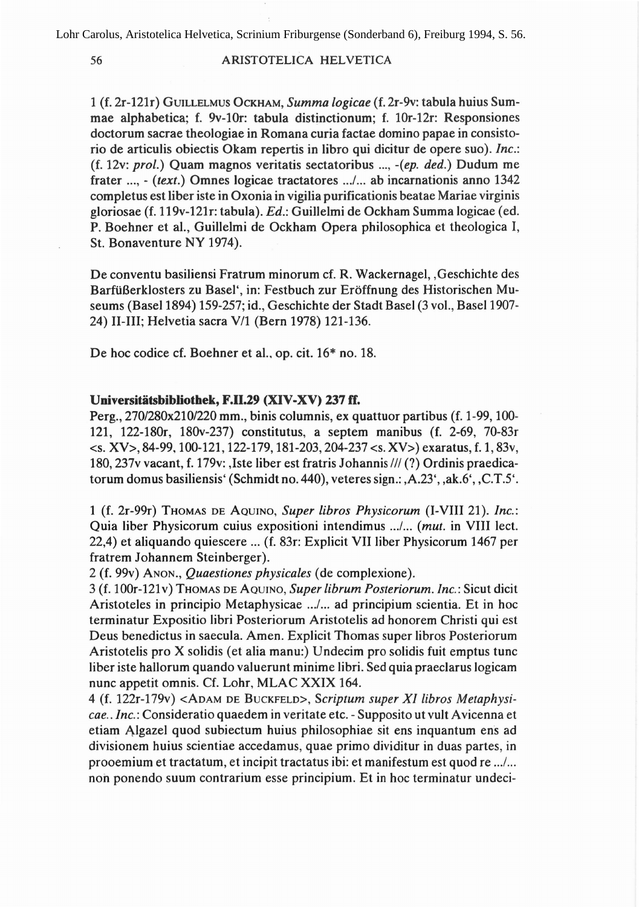Lohr Carolus, Aristotelica Helvetica, Scrinium Friburgense (Sonderband 6), Freiburg 1994, S. 56.

1 (f. 2r-121r) GUILLELMUS OCKHAM, *Summa logicae* (f. 2r-9v: tabula huius Summae alphabetica; f. 9v-10r: tabula distinctionum; f. 10r-12r: Responsiones doctorum sacrae theologiae in Romana curia factae domino papae in consistorio de articulis obiectis Okam repertis in libro qui dicitur de opere suo). *Inc.*: (f. 12v: *prol.*) Quam magnos veritatis sectatoribus ..., -(*ep. ded.*) Dudum me frater ..., - (*text.*) Omnes logicae tractatores .../... ab incarnationis anno 1342 completus est liber iste in Oxonia in vigilia purificationis beatae Mariae virginis gloriosae (f. 119v-121r: tabula). *Ed.*: Guillelmi de Ockham Summa logicae (ed. P. Boehner et al., Guillelmi de Ockham Opera philosophica et theologica I, St. Bonaventure NY 1974).

De conventu basiliensi Fratrum minorum cf. R. Wackernagel, ,Geschichte des Barfüßerklosters zu Basel', in: Festbuch zur Eröffnung des Historischen Museums (Basel 1894) 159-257; id., Geschichte der Stadt Basel (3 vol., Basel 1907-24) II-III; Helvetia sacra V/1 (Bern 1978) 121-136.

De hoc codice cf. Boehner et al., op. cit. 16* no. 18.

**Universitätsbibliothek, F.II.29 (XIV-XV) 237 ff.**

Perg., 270/280x210/220 mm., binis columnis, ex quattuor partibus (f. 1-99, 100-121, 122-180r, 180v-237) constitutus, a septem manibus (f. 2-69, 70-83r <s. XV>, 84-99, 100-121, 122-179, 181-203, 204-237 <s. XV>) exaratus, f. 1, 83v, 180, 237v vacant, f. 179v: ,Iste liber est fratris Johannis /// (?) Ordinis praedicatorum domus basiliensis' (Schmidt no. 440), veteres sign.: ,A.23', ,ak.6', ,C.T.5'.

1 (f. 2r-99r) THOMAS DE AQUINO, *Super libros Physicorum* (I-VIII 21). *Inc.*: Quia liber Physicorum cuius expositioni intendimus .../... (*mut.* in VIII lect. 22,4) et aliquando quiescere ... (f. 83r: Explicit VII liber Physicorum 1467 per fratrem Johannem Steinberger).

2 (f. 99v) ANON., *Quaestiones physicales* (de complexione).

3 (f. 100r-121v) THOMAS DE AQUINO, *Super librum Posteriorum*. *Inc.*: Sicut dicit Aristoteles in principio Metaphysicae .../... ad principium scientia. Et in hoc terminatur Expositio libri Posteriorum Aristotelis ad honorem Christi qui est Deus benedictus in saecula. Amen. Explicit Thomas super libros Posteriorum Aristotelis pro X solidis (et alia manu:) Undecim pro solidis fuit emptus tunc liber iste hallorum quando valuerunt minime libri. Sed quia praeclarus logicam nunc appetit omnis. Cf. Lohr, MLAC XXIX 164.

4 (f. 122r-179v) <ADAM DE BUCKFELD>, *Scriptum super XI libros Metaphysicae.*. *Inc.*: Consideratio quaedem in veritate etc. - Supposito ut vult Avicenna et etiam Algazel quod subiectum huius philosophiae sit ens inquantum ens ad divisionem huius scientiae accedamus, quae primo dividitur in duas partes, in prooemium et tractatum, et incipit tractatus ibi: et manifestum est quod re .../... non ponendo suum contrarium esse principium. Et in hoc terminatur undeci-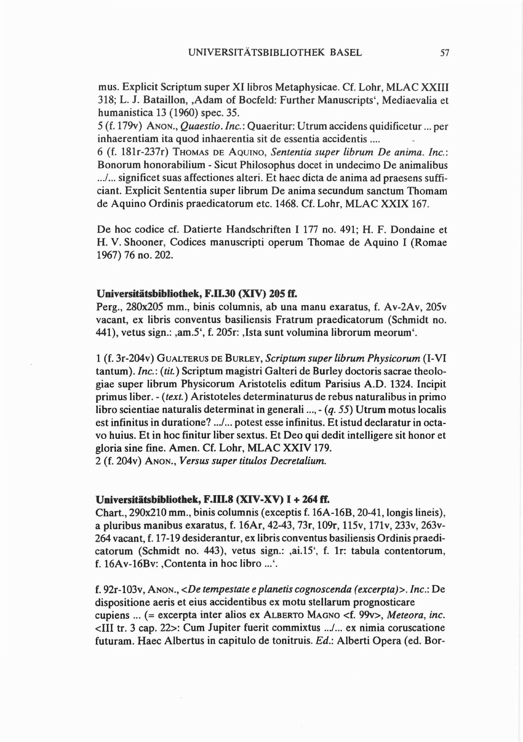mus. Explicit Scriptum super XI libros Metaphysicae. Cf. Lohr, MLAC XXIII 318; L. J. Bataillon, ,Adam of Bocfeld: Further Manuscripts', Mediaevalia et humanistica 13 (1960) spec. 35.

5 (f. 179v) ANON., *Quaestio*. *Inc.*: Quaeritur: Utrum accidens quidificetur ... per inhaerentiam ita quod inhaerentia sit de essentia accidentis ....

6 (f. 181r-237r) THOMAS DE AQUINO, *Sententia super librum De anima*. *Inc.*: Bonorum honorabilium - Sicut Philosophus docet in undecimo De animalibus .../... significet suas affectiones alteri. Et haec dicta de anima ad praesens sufficiant. Explicit Sententia super librum De anima secundum sanctum Thomam de Aquino Ordinis praedicatorum etc. 1468. Cf. Lohr, MLAC XXIX 167.

De hoc codice cf. Datierte Handschriften I 177 no. 491; H. F. Dondaine et H. V. Shooner, Codices manuscripti operum Thomae de Aquino I (Romae 1967) 76 no. 202.

**Universitätsbibliothek, F.II.30 (XIV) 205 ff.**

Perg., 280x205 mm., binis columnis, ab una manu exaratus, f. Av-2Av, 205v vacant, ex libris conventus basiliensis Fratrum praedicatorum (Schmidt no. 441), vetus sign.: ,am.5', f. 205r: ,Ista sunt volumina librorum meorum'.

1 (f. 3r-204v) GUALTERUS DE BURLEY, *Scriptum super librum Physicorum* (I-VI tantum). *Inc.*: (*tit.*) Scriptum magistri Galteri de Burley doctoris sacrae theologiae super librum Physicorum Aristotelis editum Parisius A.D. 1324. Incipit primus liber. - (*text.*) Aristoteles determinaturus de rebus naturalibus in primo libro scientiae naturalis determinat in generali ..., - (*q. 55*) Utrum motus localis est infinitus in duratione? .../... potest esse infinitus. Et istud declaratur in octavo huius. Et in hoc finitur liber sextus. Et Deo qui dedit intelligere sit honor et gloria sine fine. Amen. Cf. Lohr, MLAC XXIV 179.

2 (f. 204v) ANON., *Versus super titulos Decretalium*.

**Universitätsbibliothek, F.III.8 (XIV-XV) I + 264 ff.**

Chart., 290x210 mm., binis columnis (exceptis f. 16A-16B, 20-41, longis lineis), a pluribus manibus exaratus, f. 16Ar, 42-43, 73r, 109r, 115v, 171v, 233v, 263v-264 vacant, f. 17-19 desiderantur, ex libris conventus basiliensis Ordinis praedicatorum (Schmidt no. 443), vetus sign.: ,ai.15', f. 1r: tabula contentorum, f. 16Av-16Bv: ,Contenta in hoc libro ...'.

f. 92r-103v, ANON., *<De tempestate e planetis cognoscenda (excerpta)>*. *Inc.*: De dispositione aeris et eius accidentibus ex motu stellarum prognosticare cupiens ... (= excerpta inter alios ex ALBERTO MAGNO <f. 99v>, *Meteora*, *inc.* <III tr. 3 cap. 22>: Cum Jupiter fuerit commixtus .../... ex nimia coruscatione futuram. Haec Albertus in capitulo de tonitruis. *Ed.*: Alberti Opera (ed. Bor-